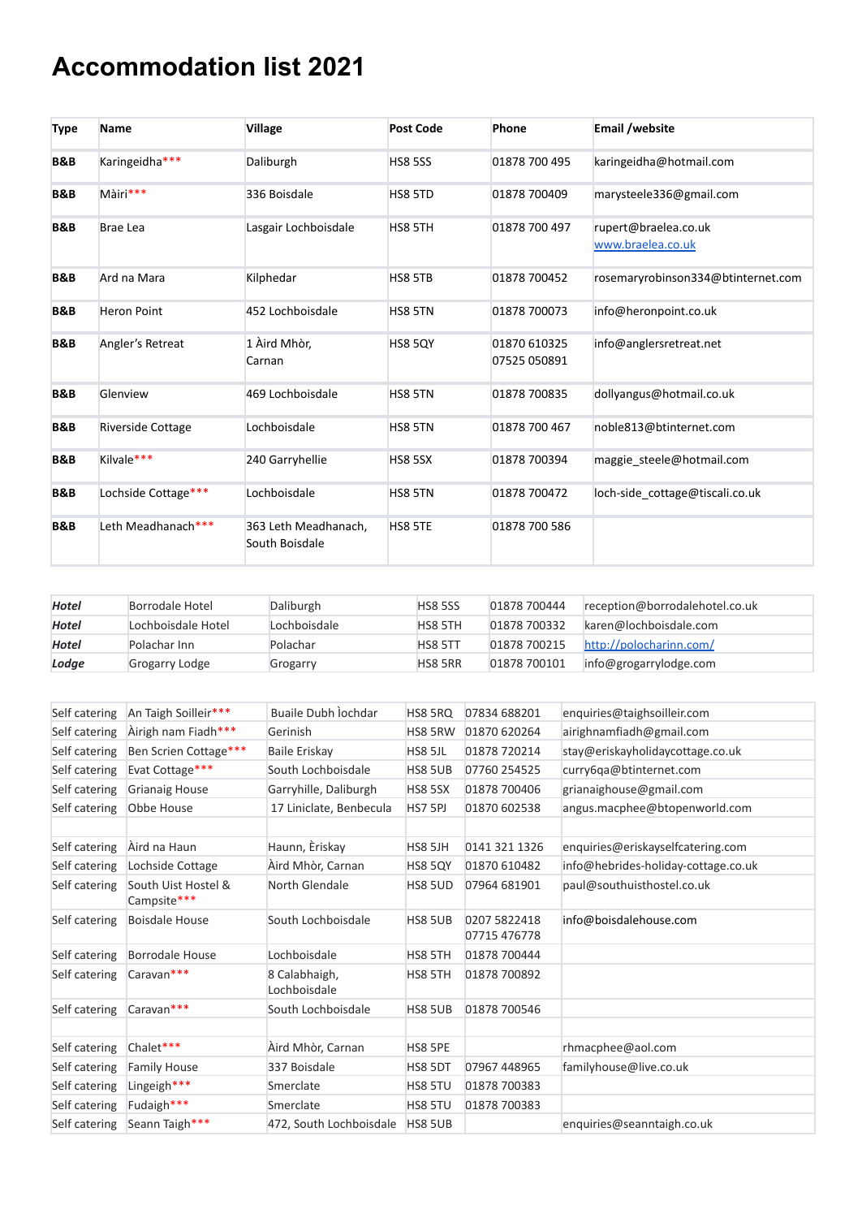# Accommodation list 2021

| Type | Name | Village | Post Code | Phone | Email /website |
|---|---|---|---|---|---|
| **B&B** | Karingeidha*** | Daliburgh | HS8 5SS | 01878 700 495 | karingeidha@hotmail.com |
| **B&B** | Màiri*** | 336 Boisdale | HS8 5TD | 01878 700409 | marysteele336@gmail.com |
| **B&B** | Brae Lea | Lasgair Lochboisdale | HS8 5TH | 01878 700 497 | rupert@braelea.co.uk www.braelea.co.uk |
| **B&B** | Ard na Mara | Kilphedar | HS8 5TB | 01878 700452 | rosemaryrobinson334@btinternet.com |
| **B&B** | Heron Point | 452 Lochboisdale | HS8 5TN | 01878 700073 | info@heronpoint.co.uk |
| **B&B** | Angler's Retreat | 1 Àird Mhòr, Carnan | HS8 5QY | 01870 610325 07525 050891 | info@anglersretreat.net |
| **B&B** | Glenview | 469 Lochboisdale | HS8 5TN | 01878 700835 | dollyangus@hotmail.co.uk |
| **B&B** | Riverside Cottage | Lochboisdale | HS8 5TN | 01878 700 467 | noble813@btinternet.com |
| **B&B** | Kilvale*** | 240 Garryhellie | HS8 5SX | 01878 700394 | maggie_steele@hotmail.com |
| **B&B** | Lochside Cottage*** | Lochboisdale | HS8 5TN | 01878 700472 | loch-side_cottage@tiscali.co.uk |
| **B&B** | Leth Meadhanach*** | 363 Leth Meadhanach, South Boisdale | HS8 5TE | 01878 700 586 | |

| | | | | | |
|---|---|---|---|---|---|
| ***Hotel*** | Borrodale Hotel | Daliburgh | HS8 5SS | 01878 700444 | reception@borrodalehotel.co.uk |
| ***Hotel*** | Lochboisdale Hotel | Lochboisdale | HS8 5TH | 01878 700332 | karen@lochboisdale.com |
| ***Hotel*** | Polachar Inn | Polachar | HS8 5TT | 01878 700215 | http://polocharinn.com/ |
| ***Lodge*** | Grogarry Lodge | Grogarry | HS8 5RR | 01878 700101 | info@grogarrylodge.com |

| | | | | | |
|---|---|---|---|---|---|
| Self catering | An Taigh Soilleir*** | Buaile Dubh Ìochdar | HS8 5RQ | 07834 688201 | enquiries@taighsoilleir.com |
| Self catering | Àirigh nam Fiadh*** | Gerinish | HS8 5RW | 01870 620264 | airighnamfiadh@gmail.com |
| Self catering | Ben Scrien Cottage*** | Baile Eriskay | HS8 5JL | 01878 720214 | stay@eriskayholidaycottage.co.uk |
| Self catering | Evat Cottage*** | South Lochboisdale | HS8 5UB | 07760 254525 | curry6qa@btinternet.com |
| Self catering | Grianaig House | Garryhille, Daliburgh | HS8 5SX | 01878 700406 | grianaighouse@gmail.com |
| Self catering | Obbe House | 17 Liniclate, Benbecula | HS7 5PJ | 01870 602538 | angus.macphee@btopenworld.com |
| | | | | | |
| Self catering | Àird na Haun | Haunn, Èriskay | HS8 5JH | 0141 321 1326 | enquiries@eriskayselfcatering.com |
| Self catering | Lochside Cottage | Àird Mhòr, Carnan | HS8 5QY | 01870 610482 | info@hebrides-holiday-cottage.co.uk |
| Self catering | South Uist Hostel & Campsite*** | North Glendale | HS8 5UD | 07964 681901 | paul@southuisthostel.co.uk |
| Self catering | Boisdale House | South Lochboisdale | HS8 5UB | 0207 5822418 07715 476778 | info@boisdalehouse.com |
| Self catering | Borrodale House | Lochboisdale | HS8 5TH | 01878 700444 | |
| Self catering | Caravan*** | 8 Calabhaigh, Lochboisdale | HS8 5TH | 01878 700892 | |
| Self catering | Caravan*** | South Lochboisdale | HS8 5UB | 01878 700546 | |
| | | | | | |
| Self catering | Chalet*** | Àird Mhòr, Carnan | HS8 5PE | | rhmacphee@aol.com |
| Self catering | Family House | 337 Boisdale | HS8 5DT | 07967 448965 | familyhouse@live.co.uk |
| Self catering | Lingeigh*** | Smerclate | HS8 5TU | 01878 700383 | |
| Self catering | Fudaigh*** | Smerclate | HS8 5TU | 01878 700383 | |
| Self catering | Seann Taigh*** | 472, South Lochboisdale | HS8 5UB | | enquiries@seanntaigh.co.uk |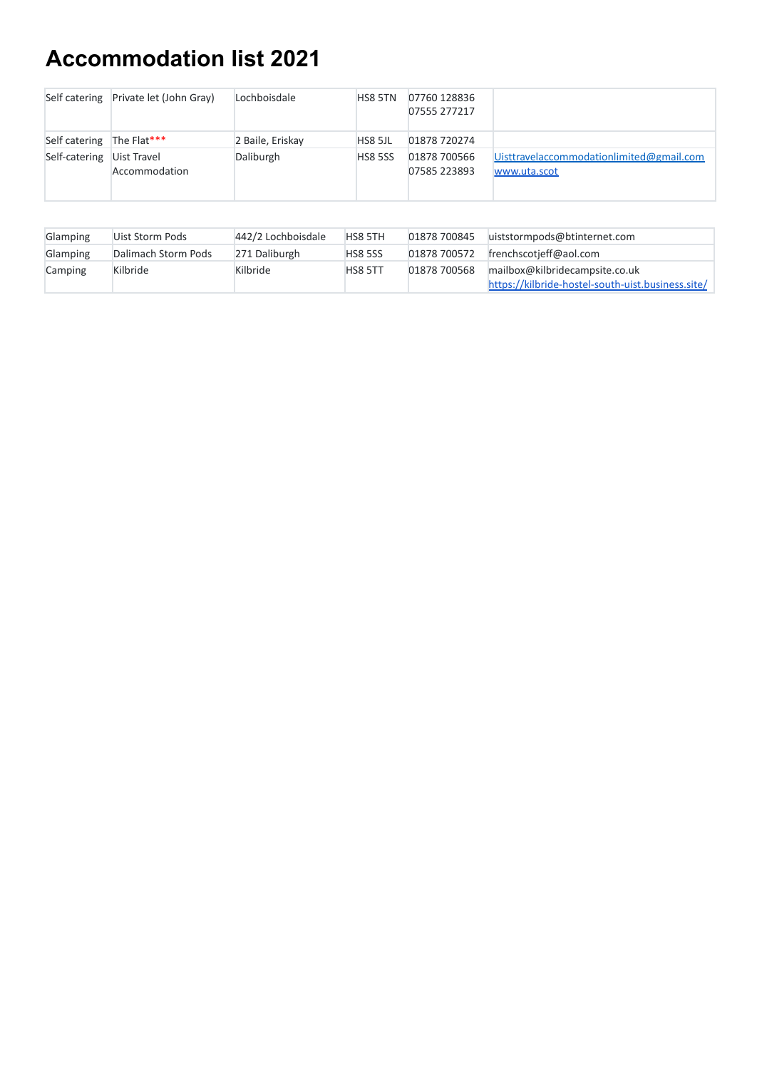# Accommodation list 2021

| | | | | | |
|---|---|---|---|---|---|
| Self catering | Private let (John Gray) | Lochboisdale | HS8 5TN | 07760 128836<br>07555 277217 | |
| Self catering | The Flat*** | 2 Baile, Eriskay | HS8 5JL | 01878 720274 | |
| Self-catering | Uist Travel Accommodation | Daliburgh | HS8 5SS | 01878 700566<br>07585 223893 | Uisttravelaccommodationlimited@gmail.com<br>www.uta.scot |

| | | | | | |
|---|---|---|---|---|---|
| Glamping | Uist Storm Pods | 442/2 Lochboisdale | HS8 5TH | 01878 700845 | uiststormpods@btinternet.com |
| Glamping | Dalimach Storm Pods | 271 Daliburgh | HS8 5SS | 01878 700572 | frenchscotjeff@aol.com |
| Camping | Kilbride | Kilbride | HS8 5TT | 01878 700568 | mailbox@kilbridecampsite.co.uk<br>https://kilbride-hostel-south-uist.business.site/ |